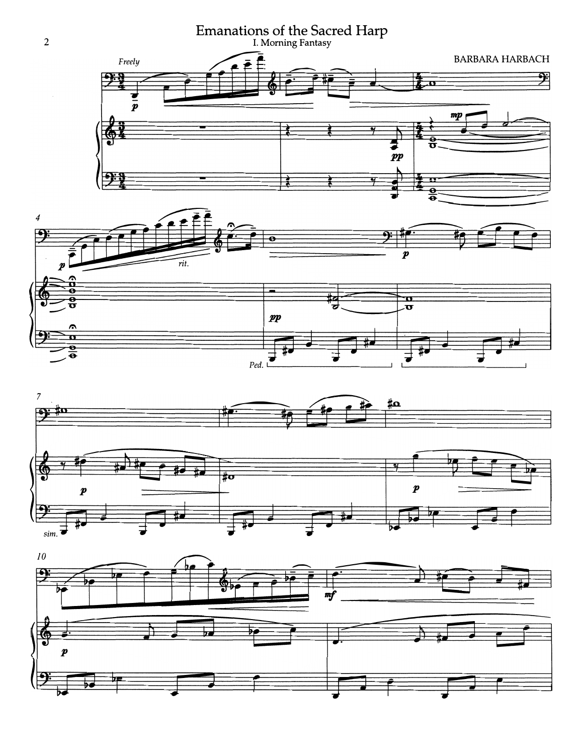# Emanations of the Sacred Harp

## I. Morning Fantasy

BARBARA HARBACH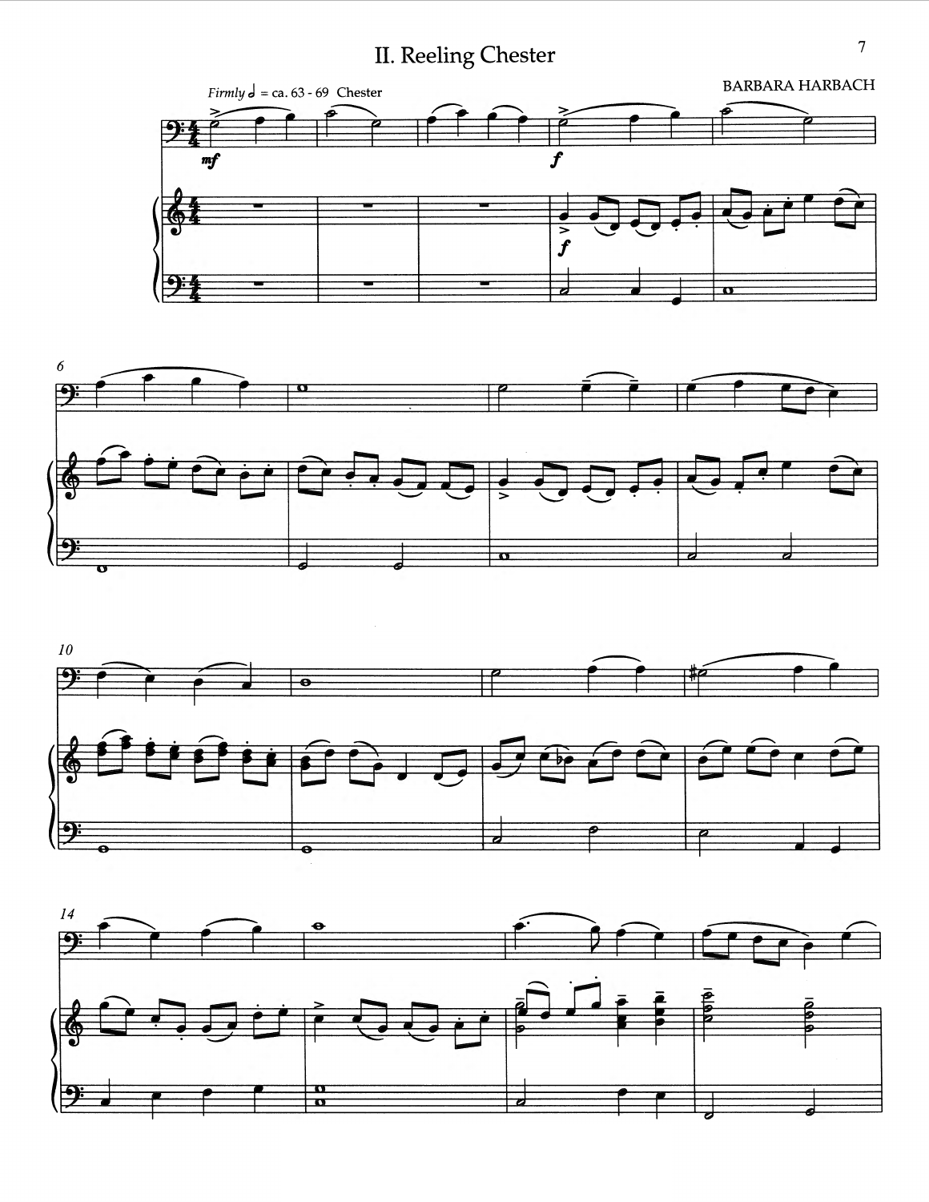# II. Reeling Chester

*Firmly* 𝅗𝅥 = ca. 63 - 69 Chester

BARBARA HARBACH